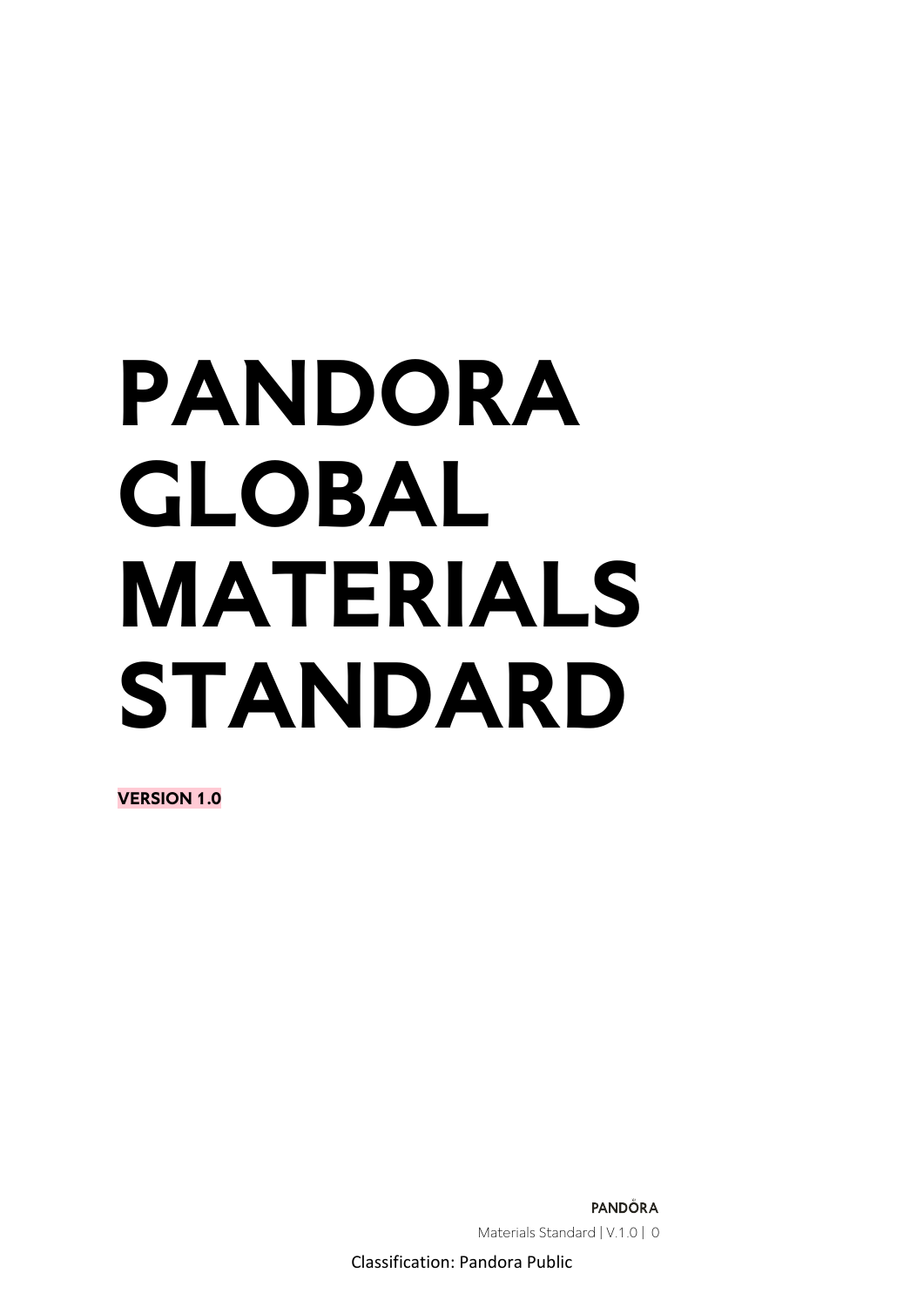# PANDORA GLOBAL MATERIALS STANDARD

**VERSION 1.0**

Classification: Pandora Public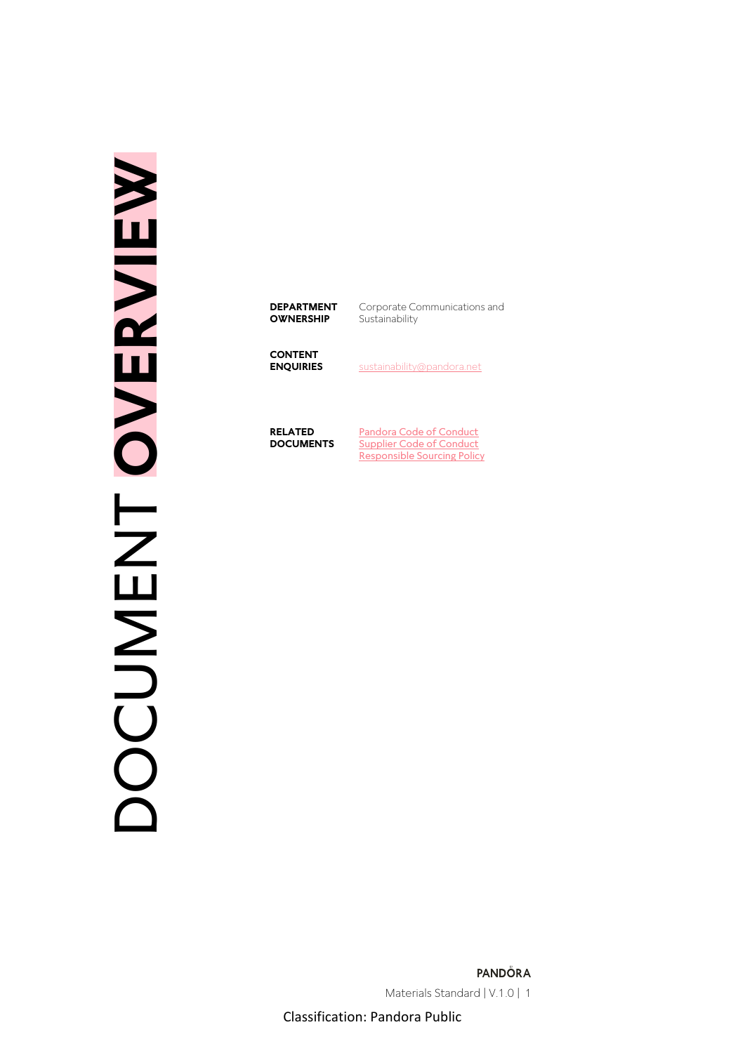# DOCUMENT OVERVIEW

| | |
|---|---|
| **DEPARTMENT OWNERSHIP** | Corporate Communications and Sustainability |
| **CONTENT ENQUIRIES** | sustainability@pandora.net |
| **RELATED DOCUMENTS** | Pandora Code of Conduct<br>Supplier Code of Conduct<br>Responsible Sourcing Policy |

Classification: Pandora Public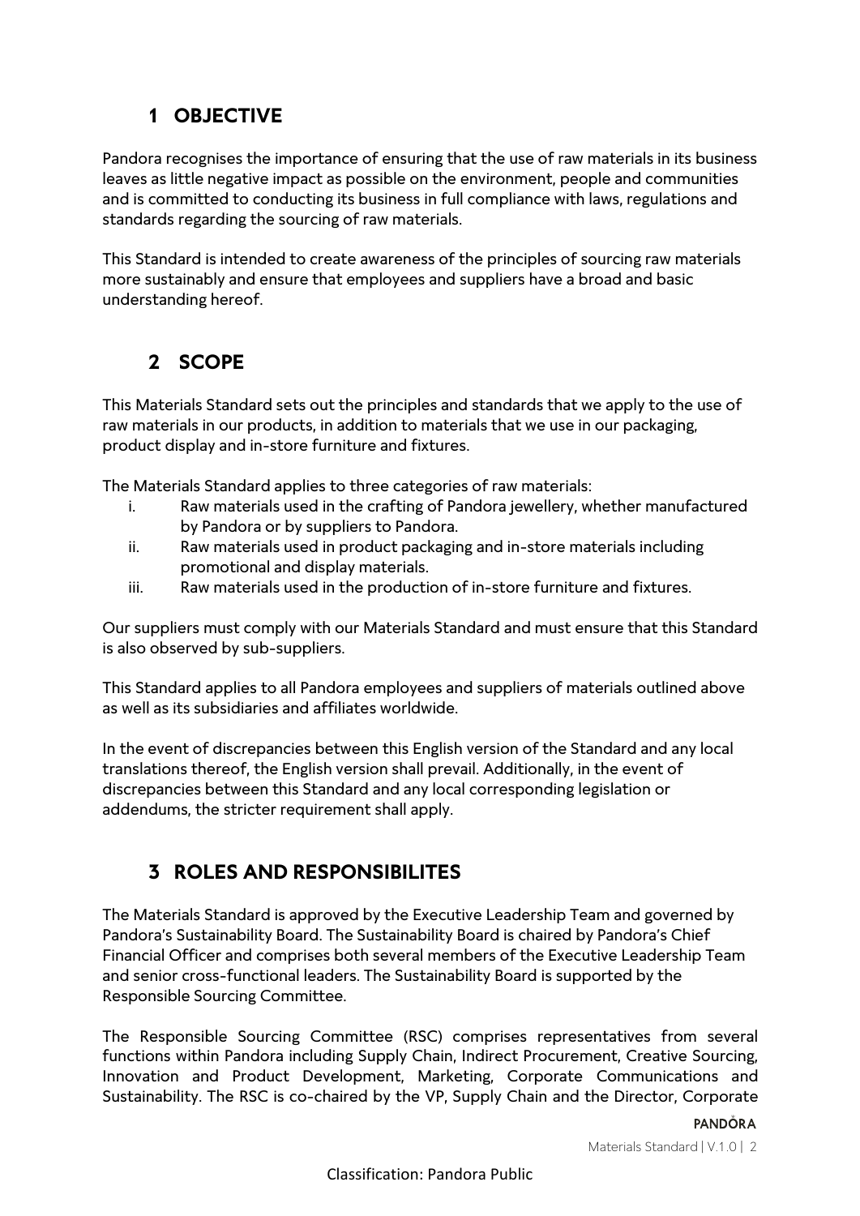## 1 OBJECTIVE

Pandora recognises the importance of ensuring that the use of raw materials in its business leaves as little negative impact as possible on the environment, people and communities and is committed to conducting its business in full compliance with laws, regulations and standards regarding the sourcing of raw materials.

This Standard is intended to create awareness of the principles of sourcing raw materials more sustainably and ensure that employees and suppliers have a broad and basic understanding hereof.

## 2 SCOPE

This Materials Standard sets out the principles and standards that we apply to the use of raw materials in our products, in addition to materials that we use in our packaging, product display and in-store furniture and fixtures.

The Materials Standard applies to three categories of raw materials:

i. Raw materials used in the crafting of Pandora jewellery, whether manufactured by Pandora or by suppliers to Pandora.
ii. Raw materials used in product packaging and in-store materials including promotional and display materials.
iii. Raw materials used in the production of in-store furniture and fixtures.

Our suppliers must comply with our Materials Standard and must ensure that this Standard is also observed by sub-suppliers.

This Standard applies to all Pandora employees and suppliers of materials outlined above as well as its subsidiaries and affiliates worldwide.

In the event of discrepancies between this English version of the Standard and any local translations thereof, the English version shall prevail. Additionally, in the event of discrepancies between this Standard and any local corresponding legislation or addendums, the stricter requirement shall apply.

## 3 ROLES AND RESPONSIBILITES

The Materials Standard is approved by the Executive Leadership Team and governed by Pandora's Sustainability Board. The Sustainability Board is chaired by Pandora's Chief Financial Officer and comprises both several members of the Executive Leadership Team and senior cross-functional leaders. The Sustainability Board is supported by the Responsible Sourcing Committee.

The Responsible Sourcing Committee (RSC) comprises representatives from several functions within Pandora including Supply Chain, Indirect Procurement, Creative Sourcing, Innovation and Product Development, Marketing, Corporate Communications and Sustainability. The RSC is co-chaired by the VP, Supply Chain and the Director, Corporate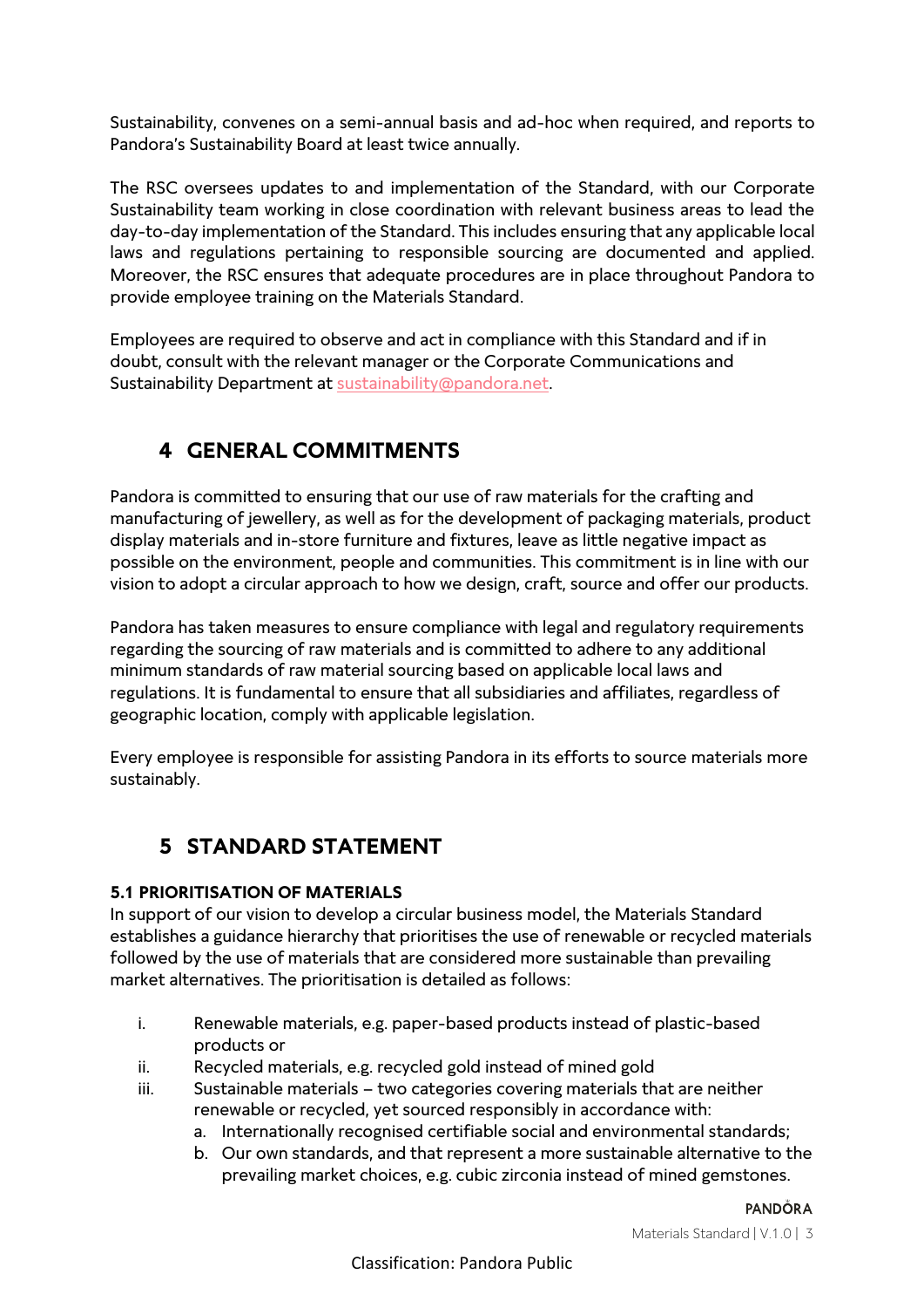Sustainability, convenes on a semi-annual basis and ad-hoc when required, and reports to Pandora's Sustainability Board at least twice annually.

The RSC oversees updates to and implementation of the Standard, with our Corporate Sustainability team working in close coordination with relevant business areas to lead the day-to-day implementation of the Standard. This includes ensuring that any applicable local laws and regulations pertaining to responsible sourcing are documented and applied. Moreover, the RSC ensures that adequate procedures are in place throughout Pandora to provide employee training on the Materials Standard.

Employees are required to observe and act in compliance with this Standard and if in doubt, consult with the relevant manager or the Corporate Communications and Sustainability Department at sustainability@pandora.net.

## 4 GENERAL COMMITMENTS

Pandora is committed to ensuring that our use of raw materials for the crafting and manufacturing of jewellery, as well as for the development of packaging materials, product display materials and in-store furniture and fixtures, leave as little negative impact as possible on the environment, people and communities. This commitment is in line with our vision to adopt a circular approach to how we design, craft, source and offer our products.

Pandora has taken measures to ensure compliance with legal and regulatory requirements regarding the sourcing of raw materials and is committed to adhere to any additional minimum standards of raw material sourcing based on applicable local laws and regulations. It is fundamental to ensure that all subsidiaries and affiliates, regardless of geographic location, comply with applicable legislation.

Every employee is responsible for assisting Pandora in its efforts to source materials more sustainably.

## 5 STANDARD STATEMENT

### 5.1 PRIORITISATION OF MATERIALS

In support of our vision to develop a circular business model, the Materials Standard establishes a guidance hierarchy that prioritises the use of renewable or recycled materials followed by the use of materials that are considered more sustainable than prevailing market alternatives. The prioritisation is detailed as follows:

i. Renewable materials, e.g. paper-based products instead of plastic-based products or

ii. Recycled materials, e.g. recycled gold instead of mined gold

iii. Sustainable materials – two categories covering materials that are neither renewable or recycled, yet sourced responsibly in accordance with:

   a. Internationally recognised certifiable social and environmental standards;
   b. Our own standards, and that represent a more sustainable alternative to the prevailing market choices, e.g. cubic zirconia instead of mined gemstones.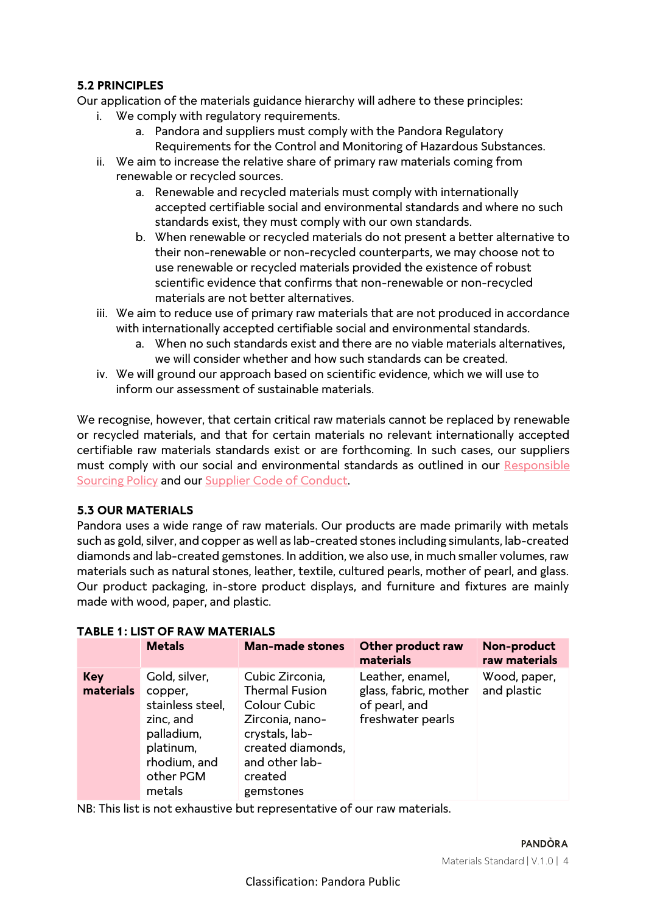### 5.2 PRINCIPLES

Our application of the materials guidance hierarchy will adhere to these principles:

i. We comply with regulatory requirements.
   a. Pandora and suppliers must comply with the Pandora Regulatory Requirements for the Control and Monitoring of Hazardous Substances.

ii. We aim to increase the relative share of primary raw materials coming from renewable or recycled sources.
   a. Renewable and recycled materials must comply with internationally accepted certifiable social and environmental standards and where no such standards exist, they must comply with our own standards.
   b. When renewable or recycled materials do not present a better alternative to their non-renewable or non-recycled counterparts, we may choose not to use renewable or recycled materials provided the existence of robust scientific evidence that confirms that non-renewable or non-recycled materials are not better alternatives.

iii. We aim to reduce use of primary raw materials that are not produced in accordance with internationally accepted certifiable social and environmental standards.
   a. When no such standards exist and there are no viable materials alternatives, we will consider whether and how such standards can be created.

iv. We will ground our approach based on scientific evidence, which we will use to inform our assessment of sustainable materials.

We recognise, however, that certain critical raw materials cannot be replaced by renewable or recycled materials, and that for certain materials no relevant internationally accepted certifiable raw materials standards exist or are forthcoming. In such cases, our suppliers must comply with our social and environmental standards as outlined in our Responsible Sourcing Policy and our Supplier Code of Conduct.

### 5.3 OUR MATERIALS

Pandora uses a wide range of raw materials. Our products are made primarily with metals such as gold, silver, and copper as well as lab-created stones including simulants, lab-created diamonds and lab-created gemstones. In addition, we also use, in much smaller volumes, raw materials such as natural stones, leather, textile, cultured pearls, mother of pearl, and glass. Our product packaging, in-store product displays, and furniture and fixtures are mainly made with wood, paper, and plastic.

**TABLE 1: LIST OF RAW MATERIALS**

| | Metals | Man-made stones | Other product raw materials | Non-product raw materials |
|---|---|---|---|---|
| **Key materials** | Gold, silver, copper, stainless steel, zinc, and palladium, platinum, rhodium, and other PGM metals | Cubic Zirconia, Thermal Fusion Colour Cubic Zirconia, nano-crystals, lab-created diamonds, and other lab-created gemstones | Leather, enamel, glass, fabric, mother of pearl, and freshwater pearls | Wood, paper, and plastic |

NB: This list is not exhaustive but representative of our raw materials.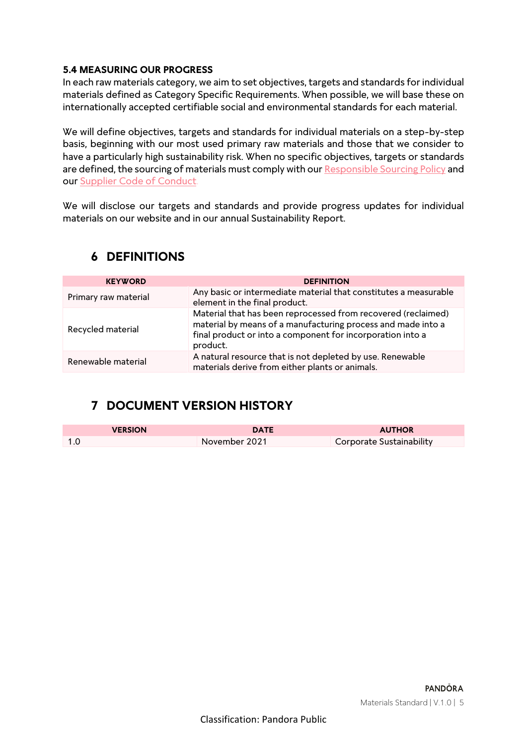### 5.4 MEASURING OUR PROGRESS

In each raw materials category, we aim to set objectives, targets and standards for individual materials defined as Category Specific Requirements. When possible, we will base these on internationally accepted certifiable social and environmental standards for each material.

We will define objectives, targets and standards for individual materials on a step-by-step basis, beginning with our most used primary raw materials and those that we consider to have a particularly high sustainability risk. When no specific objectives, targets or standards are defined, the sourcing of materials must comply with our Responsible Sourcing Policy and our Supplier Code of Conduct.

We will disclose our targets and standards and provide progress updates for individual materials on our website and in our annual Sustainability Report.

## 6 DEFINITIONS

| KEYWORD | DEFINITION |
|---|---|
| Primary raw material | Any basic or intermediate material that constitutes a measurable element in the final product. |
| Recycled material | Material that has been reprocessed from recovered (reclaimed) material by means of a manufacturing process and made into a final product or into a component for incorporation into a product. |
| Renewable material | A natural resource that is not depleted by use. Renewable materials derive from either plants or animals. |

## 7 DOCUMENT VERSION HISTORY

| VERSION | DATE | AUTHOR |
|---|---|---|
| 1.0 | November 2021 | Corporate Sustainability |

Classification: Pandora Public